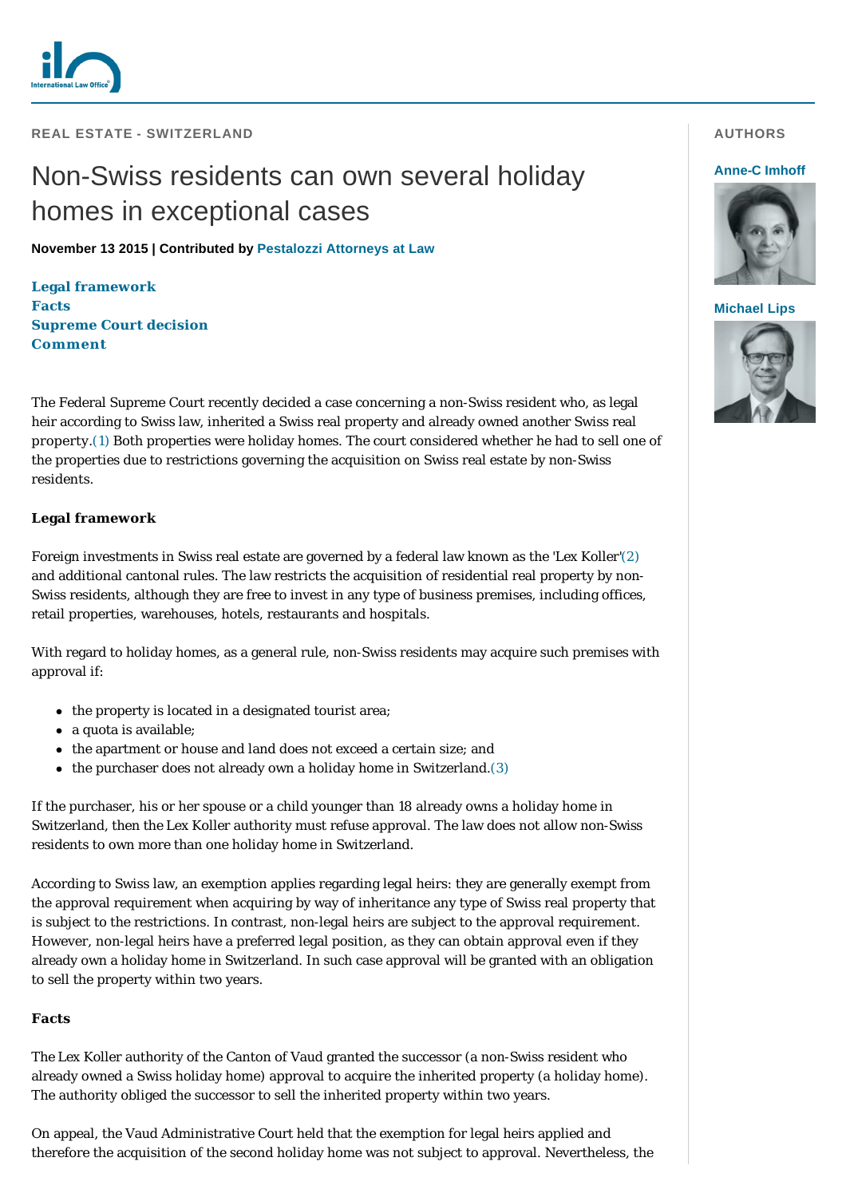REAL ESTATE - SWITZERLAND

# Non-Swiss residents can own several holiday homes in exceptional cases

**November 13 2015 | Contributed by Pestalozzi Attorneys at Law**

**Legal framework**
**Facts**
**Supreme Court decision**
**Comment**

AUTHORS

**Anne-C Imhoff**

**Michael Lips**

The Federal Supreme Court recently decided a case concerning a non-Swiss resident who, as legal heir according to Swiss law, inherited a Swiss real property and already owned another Swiss real property.(1) Both properties were holiday homes. The court considered whether he had to sell one of the properties due to restrictions governing the acquisition on Swiss real estate by non-Swiss residents.

## Legal framework

Foreign investments in Swiss real estate are governed by a federal law known as the 'Lex Koller'(2) and additional cantonal rules. The law restricts the acquisition of residential real property by non-Swiss residents, although they are free to invest in any type of business premises, including offices, retail properties, warehouses, hotels, restaurants and hospitals.

With regard to holiday homes, as a general rule, non-Swiss residents may acquire such premises with approval if:

- the property is located in a designated tourist area;
- a quota is available;
- the apartment or house and land does not exceed a certain size; and
- the purchaser does not already own a holiday home in Switzerland.(3)

If the purchaser, his or her spouse or a child younger than 18 already owns a holiday home in Switzerland, then the Lex Koller authority must refuse approval. The law does not allow non-Swiss residents to own more than one holiday home in Switzerland.

According to Swiss law, an exemption applies regarding legal heirs: they are generally exempt from the approval requirement when acquiring by way of inheritance any type of Swiss real property that is subject to the restrictions. In contrast, non-legal heirs are subject to the approval requirement. However, non-legal heirs have a preferred legal position, as they can obtain approval even if they already own a holiday home in Switzerland. In such case approval will be granted with an obligation to sell the property within two years.

## Facts

The Lex Koller authority of the Canton of Vaud granted the successor (a non-Swiss resident who already owned a Swiss holiday home) approval to acquire the inherited property (a holiday home). The authority obliged the successor to sell the inherited property within two years.

On appeal, the Vaud Administrative Court held that the exemption for legal heirs applied and therefore the acquisition of the second holiday home was not subject to approval. Nevertheless, the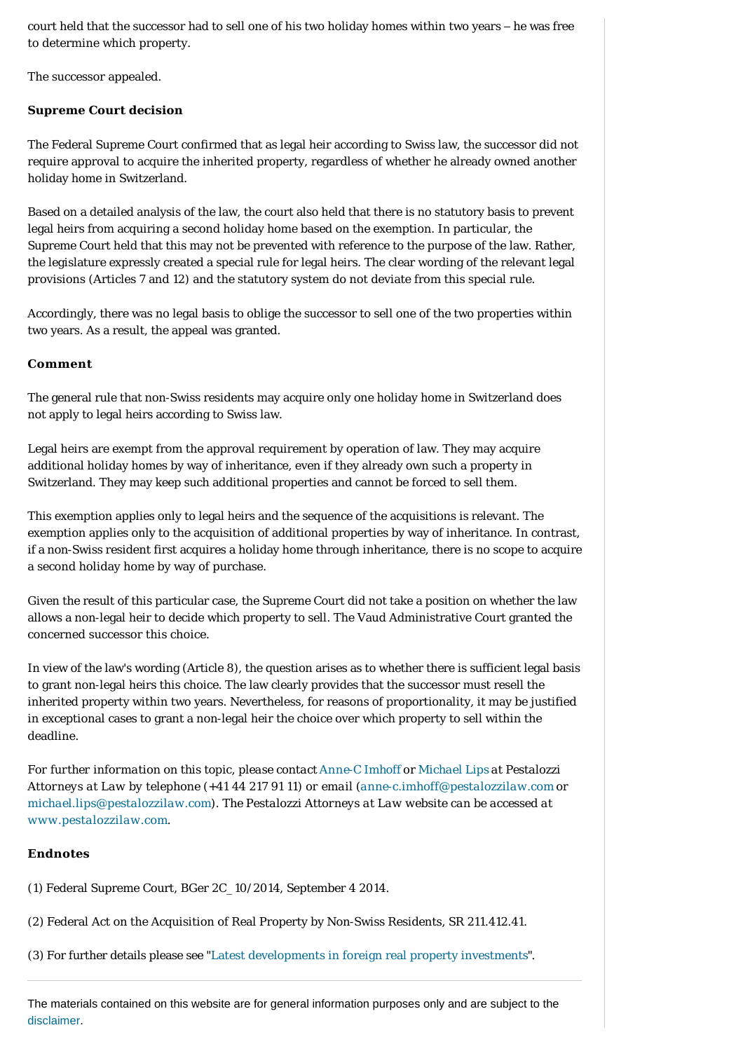court held that the successor had to sell one of his two holiday homes within two years – he was free to determine which property.

The successor appealed.

**Supreme Court decision**

The Federal Supreme Court confirmed that as legal heir according to Swiss law, the successor did not require approval to acquire the inherited property, regardless of whether he already owned another holiday home in Switzerland.

Based on a detailed analysis of the law, the court also held that there is no statutory basis to prevent legal heirs from acquiring a second holiday home based on the exemption. In particular, the Supreme Court held that this may not be prevented with reference to the purpose of the law. Rather, the legislature expressly created a special rule for legal heirs. The clear wording of the relevant legal provisions (Articles 7 and 12) and the statutory system do not deviate from this special rule.

Accordingly, there was no legal basis to oblige the successor to sell one of the two properties within two years. As a result, the appeal was granted.

**Comment**

The general rule that non-Swiss residents may acquire only one holiday home in Switzerland does not apply to legal heirs according to Swiss law.

Legal heirs are exempt from the approval requirement by operation of law. They may acquire additional holiday homes by way of inheritance, even if they already own such a property in Switzerland. They may keep such additional properties and cannot be forced to sell them.

This exemption applies only to legal heirs and the sequence of the acquisitions is relevant. The exemption applies only to the acquisition of additional properties by way of inheritance. In contrast, if a non-Swiss resident first acquires a holiday home through inheritance, there is no scope to acquire a second holiday home by way of purchase.

Given the result of this particular case, the Supreme Court did not take a position on whether the law allows a non-legal heir to decide which property to sell. The Vaud Administrative Court granted the concerned successor this choice.

In view of the law's wording (Article 8), the question arises as to whether there is sufficient legal basis to grant non-legal heirs this choice. The law clearly provides that the successor must resell the inherited property within two years. Nevertheless, for reasons of proportionality, it may be justified in exceptional cases to grant a non-legal heir the choice over which property to sell within the deadline.

*For further information on this topic, please contact* Anne-C Imhoff *or* Michael Lips *at Pestalozzi Attorneys at Law by telephone (+41 44 217 91 11) or email (*anne-c.imhoff@pestalozzilaw.com *or* michael.lips@pestalozzilaw.com*). The Pestalozzi Attorneys at Law website can be accessed at* www.pestalozzilaw.com*.*

**Endnotes**

(1) Federal Supreme Court, BGer 2C_10/2014, September 4 2014.

(2) Federal Act on the Acquisition of Real Property by Non-Swiss Residents, SR 211.412.41.

(3) For further details please see "Latest developments in foreign real property investments".

The materials contained on this website are for general information purposes only and are subject to the disclaimer.